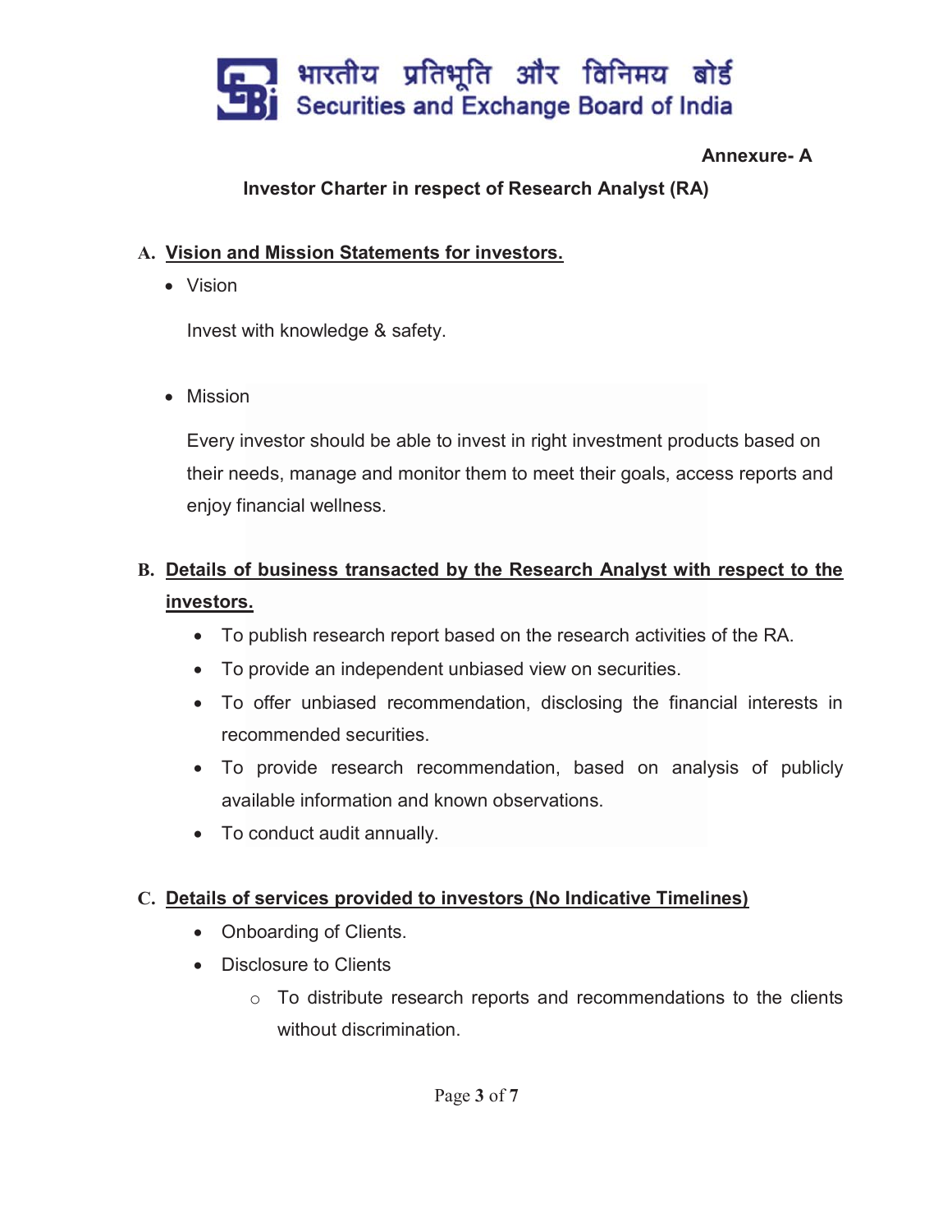**Annexure- A**

# Investor Charter in respect of Research Analyst (RA)

## A. Vision and Mission Statements for investors.

- Vision

  Invest with knowledge & safety.

- Mission

  Every investor should be able to invest in right investment products based on their needs, manage and monitor them to meet their goals, access reports and enjoy financial wellness.

## B. Details of business transacted by the Research Analyst with respect to the investors.

- To publish research report based on the research activities of the RA.
- To provide an independent unbiased view on securities.
- To offer unbiased recommendation, disclosing the financial interests in recommended securities.
- To provide research recommendation, based on analysis of publicly available information and known observations.
- To conduct audit annually.

## C. Details of services provided to investors (No Indicative Timelines)

- Onboarding of Clients.
- Disclosure to Clients
  - To distribute research reports and recommendations to the clients without discrimination.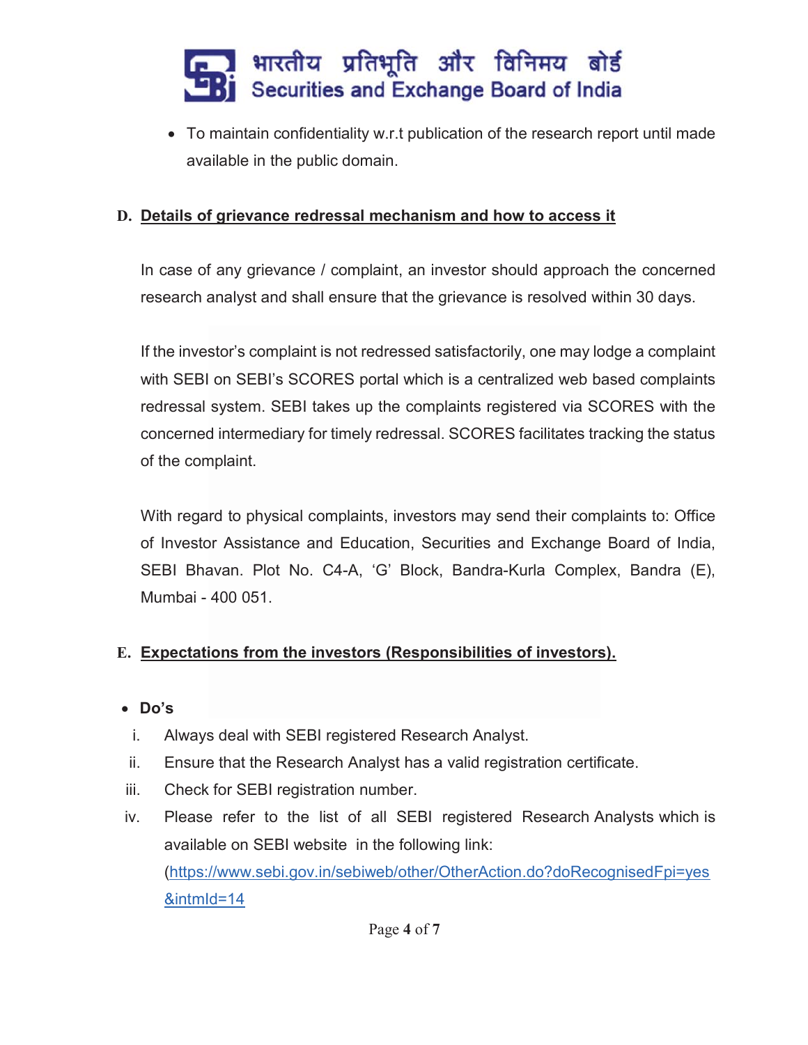- To maintain confidentiality w.r.t publication of the research report until made available in the public domain.

**D. Details of grievance redressal mechanism and how to access it**

In case of any grievance / complaint, an investor should approach the concerned research analyst and shall ensure that the grievance is resolved within 30 days.

If the investor's complaint is not redressed satisfactorily, one may lodge a complaint with SEBI on SEBI's SCORES portal which is a centralized web based complaints redressal system. SEBI takes up the complaints registered via SCORES with the concerned intermediary for timely redressal. SCORES facilitates tracking the status of the complaint.

With regard to physical complaints, investors may send their complaints to: Office of Investor Assistance and Education, Securities and Exchange Board of India, SEBI Bhavan. Plot No. C4-A, 'G' Block, Bandra-Kurla Complex, Bandra (E), Mumbai - 400 051.

**E. Expectations from the investors (Responsibilities of investors).**

- **Do's**

  i. Always deal with SEBI registered Research Analyst.

  ii. Ensure that the Research Analyst has a valid registration certificate.

  iii. Check for SEBI registration number.

  iv. Please refer to the list of all SEBI registered Research Analysts which is available on SEBI website in the following link: (https://www.sebi.gov.in/sebiweb/other/OtherAction.do?doRecognisedFpi=yes&intmId=14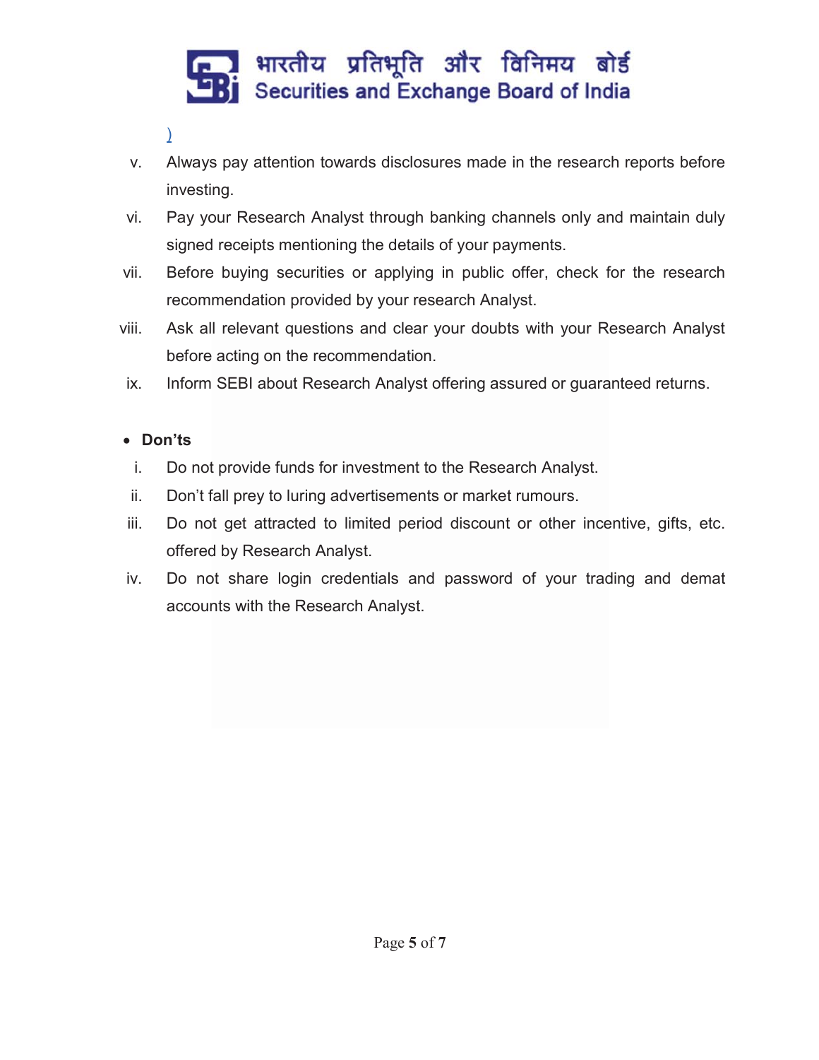)

v. Always pay attention towards disclosures made in the research reports before investing.
vi. Pay your Research Analyst through banking channels only and maintain duly signed receipts mentioning the details of your payments.
vii. Before buying securities or applying in public offer, check for the research recommendation provided by your research Analyst.
viii. Ask all relevant questions and clear your doubts with your Research Analyst before acting on the recommendation.
ix. Inform SEBI about Research Analyst offering assured or guaranteed returns.

- **Don'ts**

i. Do not provide funds for investment to the Research Analyst.
ii. Don't fall prey to luring advertisements or market rumours.
iii. Do not get attracted to limited period discount or other incentive, gifts, etc. offered by Research Analyst.
iv. Do not share login credentials and password of your trading and demat accounts with the Research Analyst.